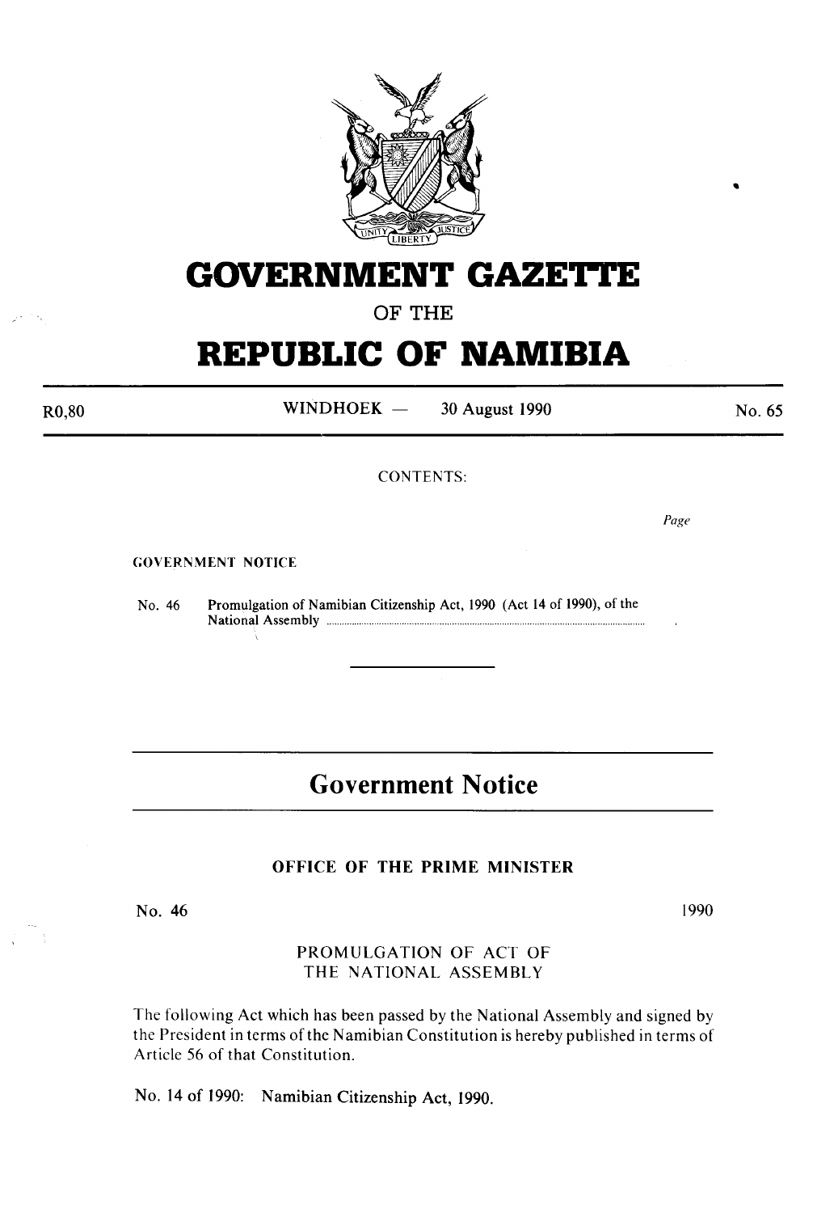# GOVERNMENT GAZETTE

OF THE

# REPUBLIC OF NAMIBIA

R0,80 WINDHOEK — 30 August 1990 No. 65

CONTENTS:

Page

GOVERNMENT NOTICE

No. 46 Promulgation of Namibian Citizenship Act, 1990 (Act 14 of 1990), of the National Assembly ............................................................

---

## Government Notice

### OFFICE OF THE PRIME MINISTER

No. 46 1990

PROMULGATION OF ACT OF
THE NATIONAL ASSEMBLY

The following Act which has been passed by the National Assembly and signed by the President in terms of the Namibian Constitution is hereby published in terms of Article 56 of that Constitution.

No. 14 of 1990: Namibian Citizenship Act, 1990.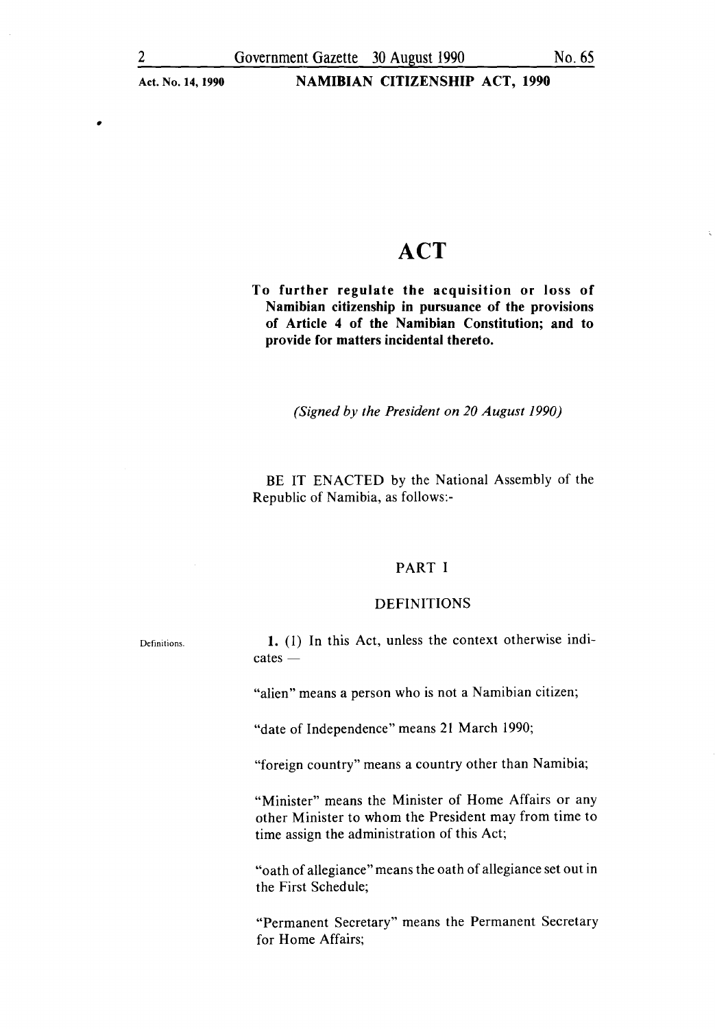# ACT

**To further regulate the acquisition or loss of Namibian citizenship in pursuance of the provisions of Article 4 of the Namibian Constitution; and to provide for matters incidental thereto.**

*(Signed by the President on 20 August 1990)*

BE IT ENACTED by the National Assembly of the Republic of Namibia, as follows:-

## PART I

## DEFINITIONS

Definitions.

**1.** (1) In this Act, unless the context otherwise indicates —

"alien" means a person who is not a Namibian citizen;

"date of Independence" means 21 March 1990;

"foreign country" means a country other than Namibia;

"Minister" means the Minister of Home Affairs or any other Minister to whom the President may from time to time assign the administration of this Act;

"oath of allegiance" means the oath of allegiance set out in the First Schedule;

"Permanent Secretary" means the Permanent Secretary for Home Affairs;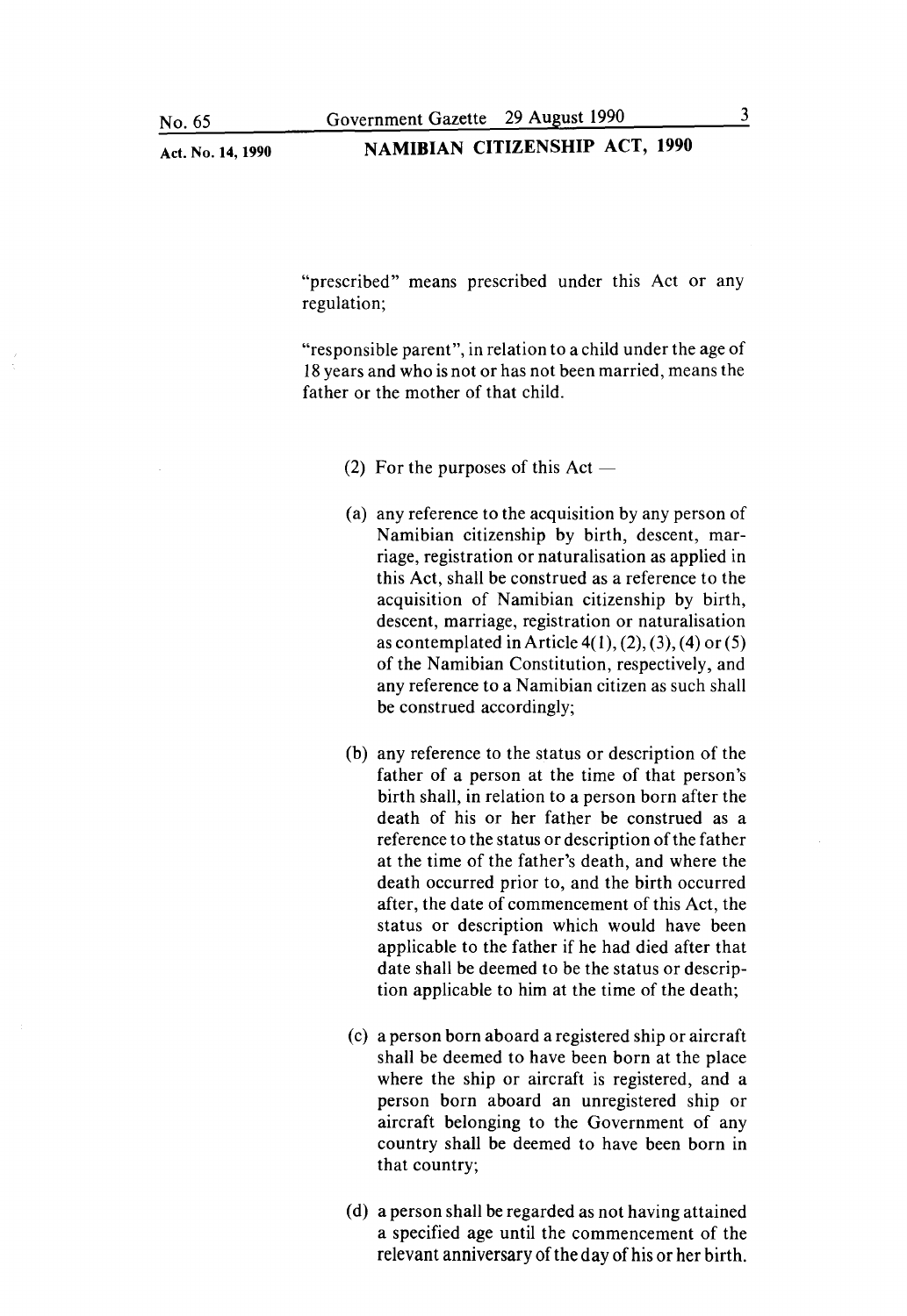"prescribed" means prescribed under this Act or any regulation;

"responsible parent", in relation to a child under the age of 18 years and who is not or has not been married, means the father or the mother of that child.

(2) For the purposes of this Act —

(a) any reference to the acquisition by any person of Namibian citizenship by birth, descent, marriage, registration or naturalisation as applied in this Act, shall be construed as a reference to the acquisition of Namibian citizenship by birth, descent, marriage, registration or naturalisation as contemplated in Article 4(1), (2), (3), (4) or (5) of the Namibian Constitution, respectively, and any reference to a Namibian citizen as such shall be construed accordingly;

(b) any reference to the status or description of the father of a person at the time of that person's birth shall, in relation to a person born after the death of his or her father be construed as a reference to the status or description of the father at the time of the father's death, and where the death occurred prior to, and the birth occurred after, the date of commencement of this Act, the status or description which would have been applicable to the father if he had died after that date shall be deemed to be the status or description applicable to him at the time of the death;

(c) a person born aboard a registered ship or aircraft shall be deemed to have been born at the place where the ship or aircraft is registered, and a person born aboard an unregistered ship or aircraft belonging to the Government of any country shall be deemed to have been born in that country;

(d) a person shall be regarded as not having attained a specified age until the commencement of the relevant anniversary of the day of his or her birth.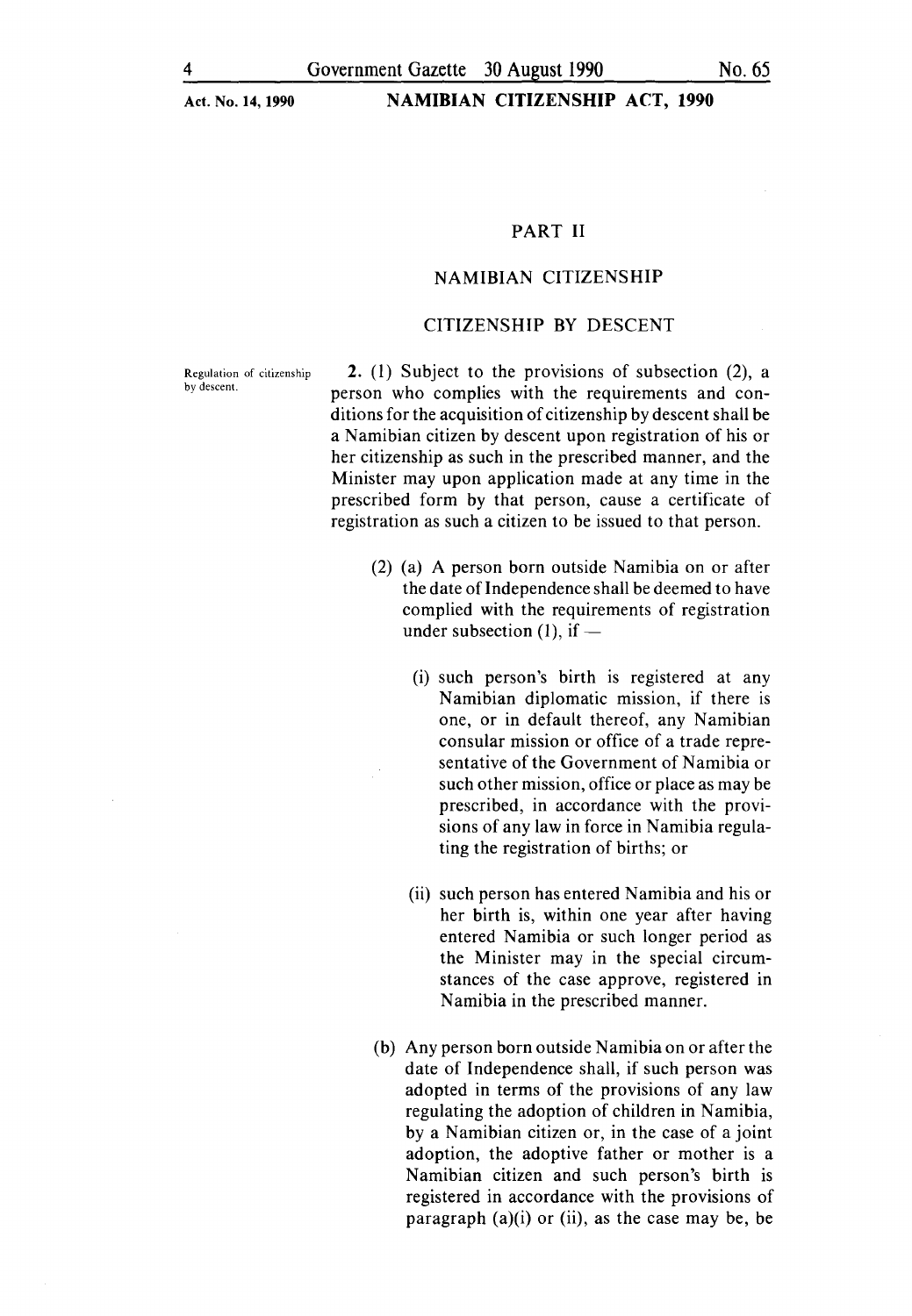## PART II

## NAMIBIAN CITIZENSHIP

### CITIZENSHIP BY DESCENT

Regulation of citizenship by descent.

**2.** (1) Subject to the provisions of subsection (2), a person who complies with the requirements and conditions for the acquisition of citizenship by descent shall be a Namibian citizen by descent upon registration of his or her citizenship as such in the prescribed manner, and the Minister may upon application made at any time in the prescribed form by that person, cause a certificate of registration as such a citizen to be issued to that person.

(2) (a) A person born outside Namibia on or after the date of Independence shall be deemed to have complied with the requirements of registration under subsection (1), if —

(i) such person's birth is registered at any Namibian diplomatic mission, if there is one, or in default thereof, any Namibian consular mission or office of a trade representative of the Government of Namibia or such other mission, office or place as may be prescribed, in accordance with the provisions of any law in force in Namibia regulating the registration of births; or

(ii) such person has entered Namibia and his or her birth is, within one year after having entered Namibia or such longer period as the Minister may in the special circumstances of the case approve, registered in Namibia in the prescribed manner.

(b) Any person born outside Namibia on or after the date of Independence shall, if such person was adopted in terms of the provisions of any law regulating the adoption of children in Namibia, by a Namibian citizen or, in the case of a joint adoption, the adoptive father or mother is a Namibian citizen and such person's birth is registered in accordance with the provisions of paragraph (a)(i) or (ii), as the case may be, be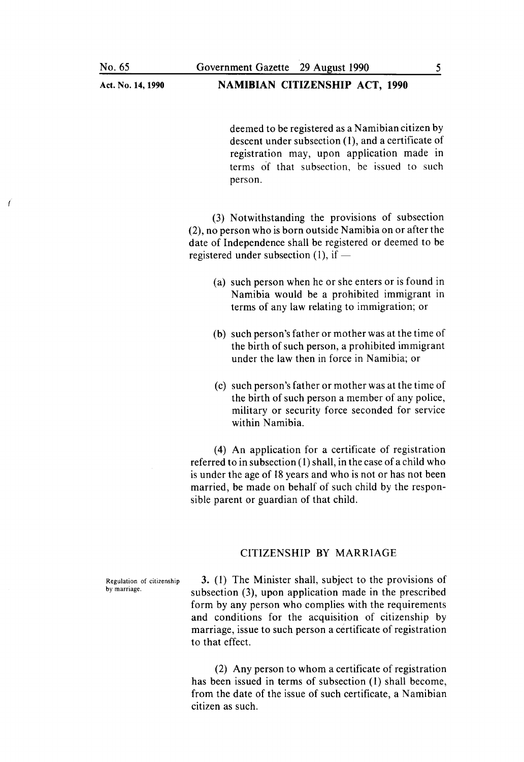deemed to be registered as a Namibian citizen by descent under subsection (1), and a certificate of registration may, upon application made in terms of that subsection, be issued to such person.

(3) Notwithstanding the provisions of subsection (2), no person who is born outside Namibia on or after the date of Independence shall be registered or deemed to be registered under subsection (1), if —

(a) such person when he or she enters or is found in Namibia would be a prohibited immigrant in terms of any law relating to immigration; or

(b) such person's father or mother was at the time of the birth of such person, a prohibited immigrant under the law then in force in Namibia; or

(c) such person's father or mother was at the time of the birth of such person a member of any police, military or security force seconded for service within Namibia.

(4) An application for a certificate of registration referred to in subsection (1) shall, in the case of a child who is under the age of 18 years and who is not or has not been married, be made on behalf of such child by the responsible parent or guardian of that child.

## CITIZENSHIP BY MARRIAGE

Regulation of citizenship by marriage.

**3.** (1) The Minister shall, subject to the provisions of subsection (3), upon application made in the prescribed form by any person who complies with the requirements and conditions for the acquisition of citizenship by marriage, issue to such person a certificate of registration to that effect.

(2) Any person to whom a certificate of registration has been issued in terms of subsection (1) shall become, from the date of the issue of such certificate, a Namibian citizen as such.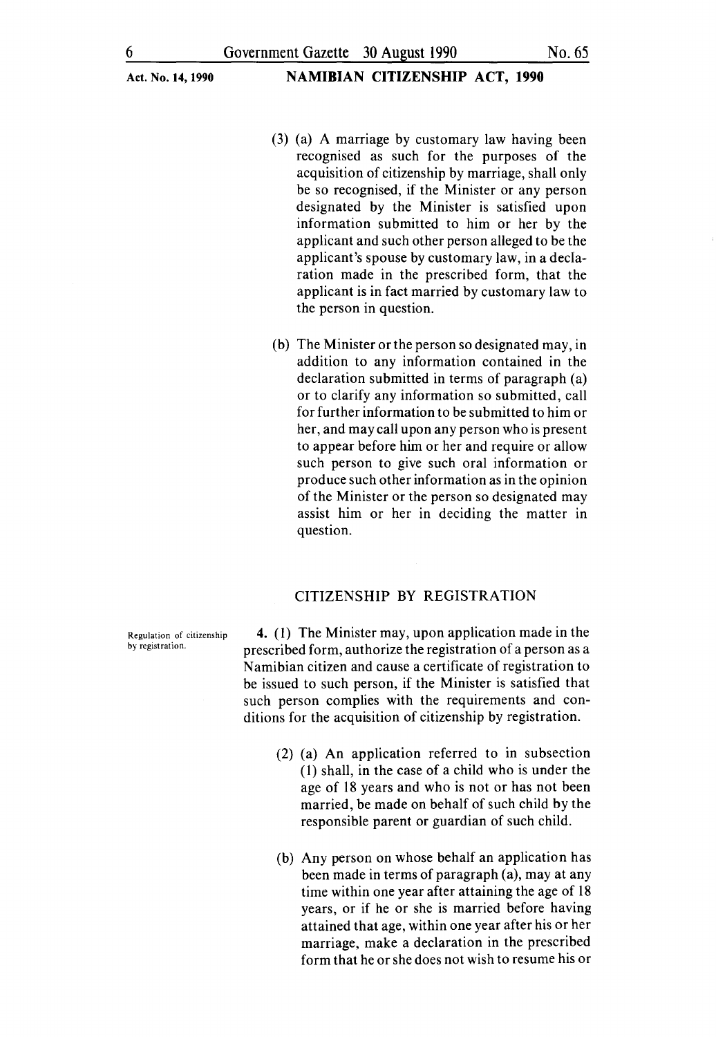(3) (a) A marriage by customary law having been recognised as such for the purposes of the acquisition of citizenship by marriage, shall only be so recognised, if the Minister or any person designated by the Minister is satisfied upon information submitted to him or her by the applicant and such other person alleged to be the applicant's spouse by customary law, in a declaration made in the prescribed form, that the applicant is in fact married by customary law to the person in question.

(b) The Minister or the person so designated may, in addition to any information contained in the declaration submitted in terms of paragraph (a) or to clarify any information so submitted, call for further information to be submitted to him or her, and may call upon any person who is present to appear before him or her and require or allow such person to give such oral information or produce such other information as in the opinion of the Minister or the person so designated may assist him or her in deciding the matter in question.

## CITIZENSHIP BY REGISTRATION

*Regulation of citizenship by registration.*

**4.** (1) The Minister may, upon application made in the prescribed form, authorize the registration of a person as a Namibian citizen and cause a certificate of registration to be issued to such person, if the Minister is satisfied that such person complies with the requirements and conditions for the acquisition of citizenship by registration.

(2) (a) An application referred to in subsection (1) shall, in the case of a child who is under the age of 18 years and who is not or has not been married, be made on behalf of such child by the responsible parent or guardian of such child.

(b) Any person on whose behalf an application has been made in terms of paragraph (a), may at any time within one year after attaining the age of 18 years, or if he or she is married before having attained that age, within one year after his or her marriage, make a declaration in the prescribed form that he or she does not wish to resume his or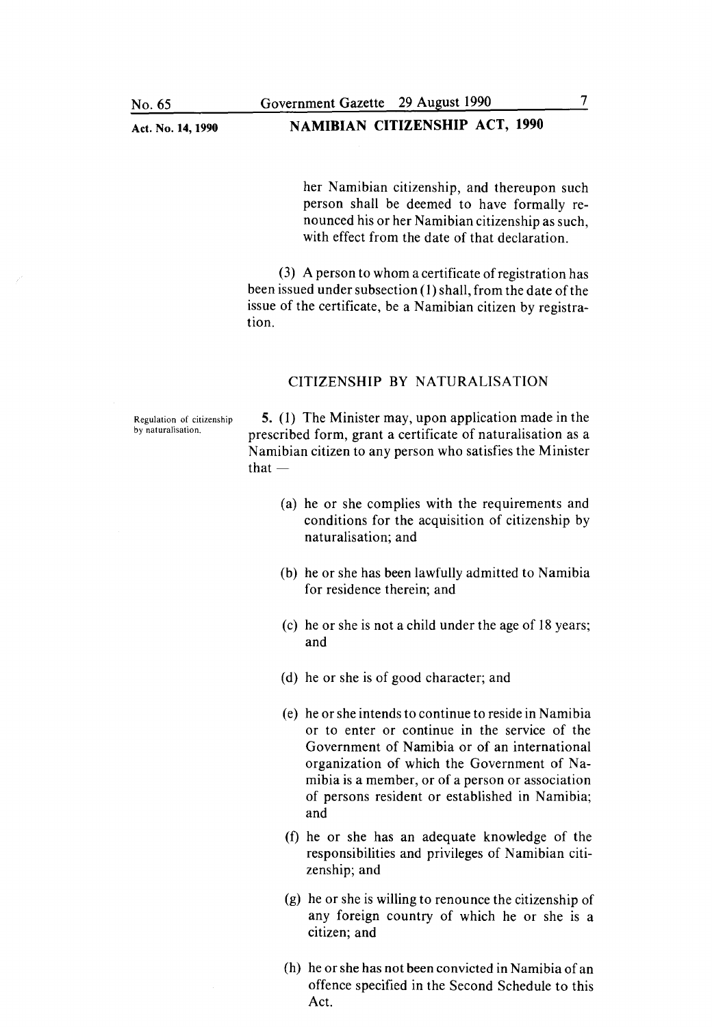her Namibian citizenship, and thereupon such person shall be deemed to have formally renounced his or her Namibian citizenship as such, with effect from the date of that declaration.

(3) A person to whom a certificate of registration has been issued under subsection (1) shall, from the date of the issue of the certificate, be a Namibian citizen by registration.

## CITIZENSHIP BY NATURALISATION

Regulation of citizenship by naturalisation.

**5.** (1) The Minister may, upon application made in the prescribed form, grant a certificate of naturalisation as a Namibian citizen to any person who satisfies the Minister that —

(a) he or she complies with the requirements and conditions for the acquisition of citizenship by naturalisation; and

(b) he or she has been lawfully admitted to Namibia for residence therein; and

(c) he or she is not a child under the age of 18 years; and

(d) he or she is of good character; and

(e) he or she intends to continue to reside in Namibia or to enter or continue in the service of the Government of Namibia or of an international organization of which the Government of Namibia is a member, or of a person or association of persons resident or established in Namibia; and

(f) he or she has an adequate knowledge of the responsibilities and privileges of Namibian citizenship; and

(g) he or she is willing to renounce the citizenship of any foreign country of which he or she is a citizen; and

(h) he or she has not been convicted in Namibia of an offence specified in the Second Schedule to this Act.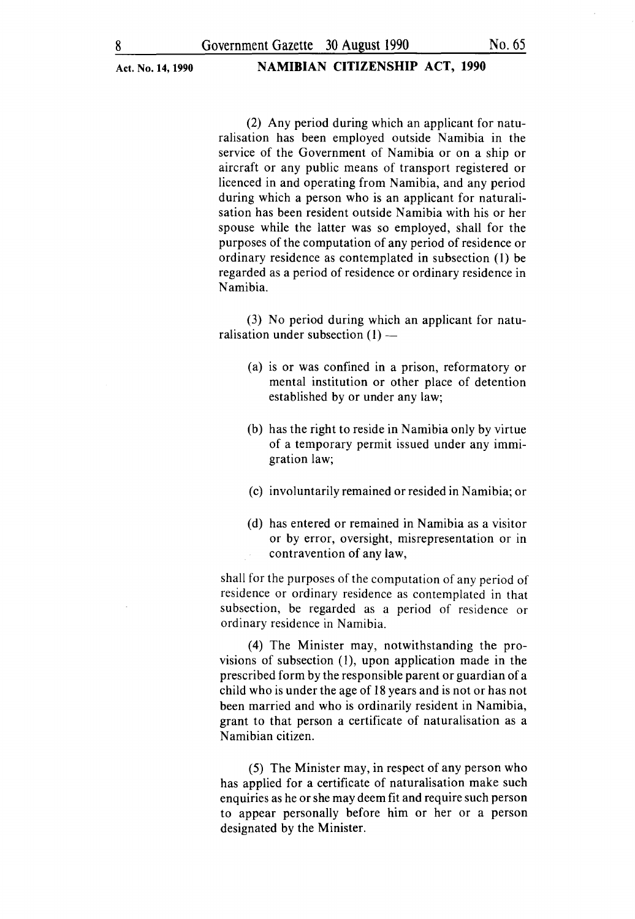(2) Any period during which an applicant for naturalisation has been employed outside Namibia in the service of the Government of Namibia or on a ship or aircraft or any public means of transport registered or licenced in and operating from Namibia, and any period during which a person who is an applicant for naturalisation has been resident outside Namibia with his or her spouse while the latter was so employed, shall for the purposes of the computation of any period of residence or ordinary residence as contemplated in subsection (1) be regarded as a period of residence or ordinary residence in Namibia.

(3) No period during which an applicant for naturalisation under subsection (1) —

(a) is or was confined in a prison, reformatory or mental institution or other place of detention established by or under any law;

(b) has the right to reside in Namibia only by virtue of a temporary permit issued under any immigration law;

(c) involuntarily remained or resided in Namibia; or

(d) has entered or remained in Namibia as a visitor or by error, oversight, misrepresentation or in contravention of any law,

shall for the purposes of the computation of any period of residence or ordinary residence as contemplated in that subsection, be regarded as a period of residence or ordinary residence in Namibia.

(4) The Minister may, notwithstanding the provisions of subsection (1), upon application made in the prescribed form by the responsible parent or guardian of a child who is under the age of 18 years and is not or has not been married and who is ordinarily resident in Namibia, grant to that person a certificate of naturalisation as a Namibian citizen.

(5) The Minister may, in respect of any person who has applied for a certificate of naturalisation make such enquiries as he or she may deem fit and require such person to appear personally before him or her or a person designated by the Minister.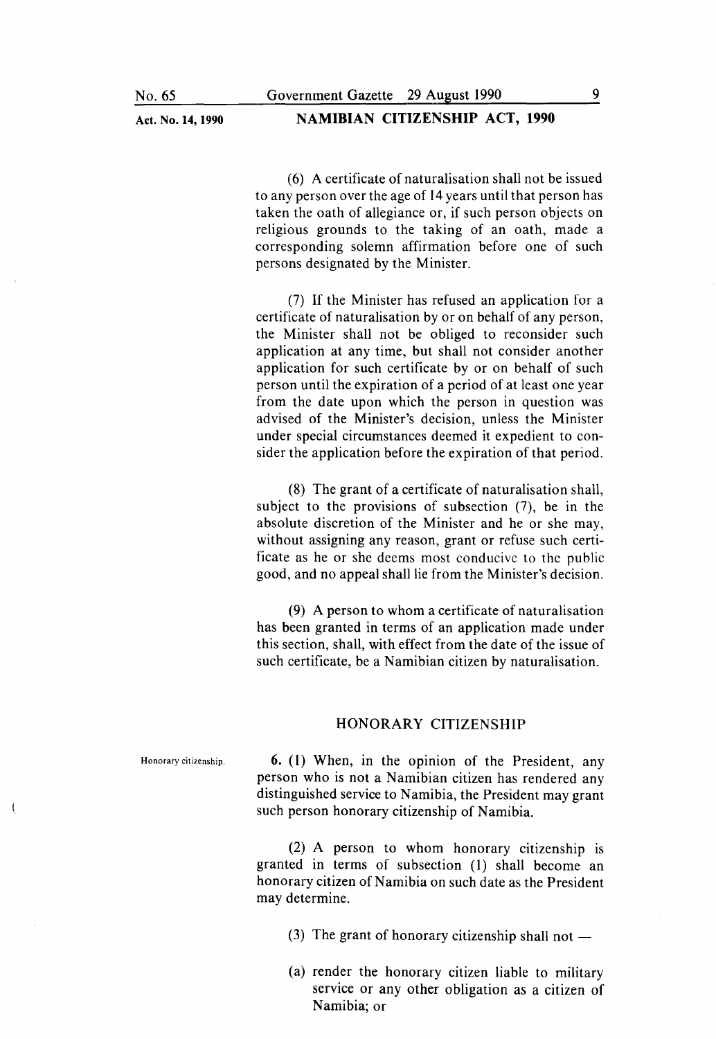(6) A certificate of naturalisation shall not be issued to any person over the age of 14 years until that person has taken the oath of allegiance or, if such person objects on religious grounds to the taking of an oath, made a corresponding solemn affirmation before one of such persons designated by the Minister.

(7) If the Minister has refused an application for a certificate of naturalisation by or on behalf of any person, the Minister shall not be obliged to reconsider such application at any time, but shall not consider another application for such certificate by or on behalf of such person until the expiration of a period of at least one year from the date upon which the person in question was advised of the Minister's decision, unless the Minister under special circumstances deemed it expedient to consider the application before the expiration of that period.

(8) The grant of a certificate of naturalisation shall, subject to the provisions of subsection (7), be in the absolute discretion of the Minister and he or she may, without assigning any reason, grant or refuse such certificate as he or she deems most conducive to the public good, and no appeal shall lie from the Minister's decision.

(9) A person to whom a certificate of naturalisation has been granted in terms of an application made under this section, shall, with effect from the date of the issue of such certificate, be a Namibian citizen by naturalisation.

## HONORARY CITIZENSHIP

Honorary citizenship.

**6.** (1) When, in the opinion of the President, any person who is not a Namibian citizen has rendered any distinguished service to Namibia, the President may grant such person honorary citizenship of Namibia.

(2) A person to whom honorary citizenship is granted in terms of subsection (1) shall become an honorary citizen of Namibia on such date as the President may determine.

(3) The grant of honorary citizenship shall not —

(a) render the honorary citizen liable to military service or any other obligation as a citizen of Namibia; or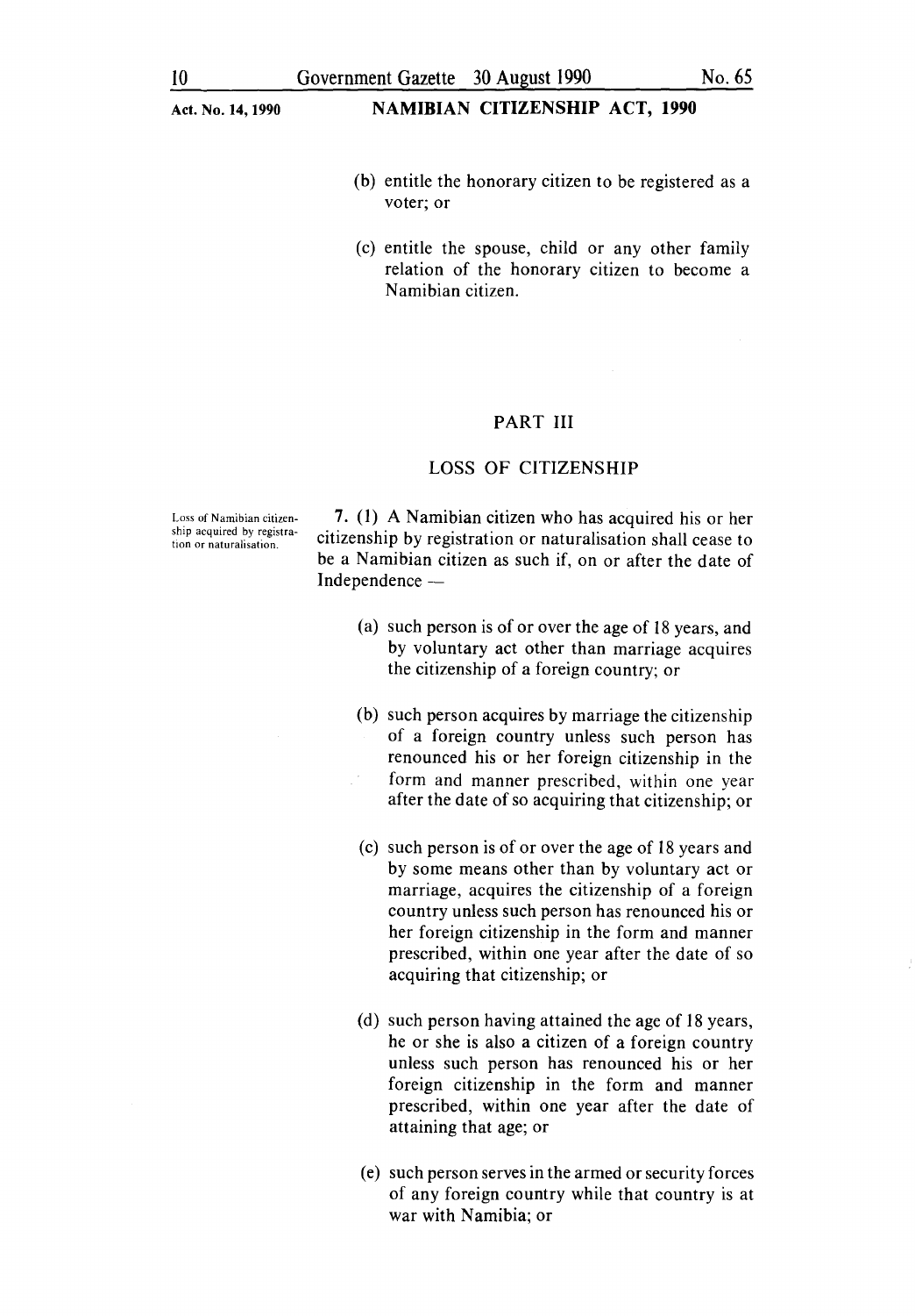(b) entitle the honorary citizen to be registered as a voter; or

(c) entitle the spouse, child or any other family relation of the honorary citizen to become a Namibian citizen.

## PART III

## LOSS OF CITIZENSHIP

*Loss of Namibian citizenship acquired by registration or naturalisation.*

**7.** (1) A Namibian citizen who has acquired his or her citizenship by registration or naturalisation shall cease to be a Namibian citizen as such if, on or after the date of Independence —

(a) such person is of or over the age of 18 years, and by voluntary act other than marriage acquires the citizenship of a foreign country; or

(b) such person acquires by marriage the citizenship of a foreign country unless such person has renounced his or her foreign citizenship in the form and manner prescribed, within one year after the date of so acquiring that citizenship; or

(c) such person is of or over the age of 18 years and by some means other than by voluntary act or marriage, acquires the citizenship of a foreign country unless such person has renounced his or her foreign citizenship in the form and manner prescribed, within one year after the date of so acquiring that citizenship; or

(d) such person having attained the age of 18 years, he or she is also a citizen of a foreign country unless such person has renounced his or her foreign citizenship in the form and manner prescribed, within one year after the date of attaining that age; or

(e) such person serves in the armed or security forces of any foreign country while that country is at war with Namibia; or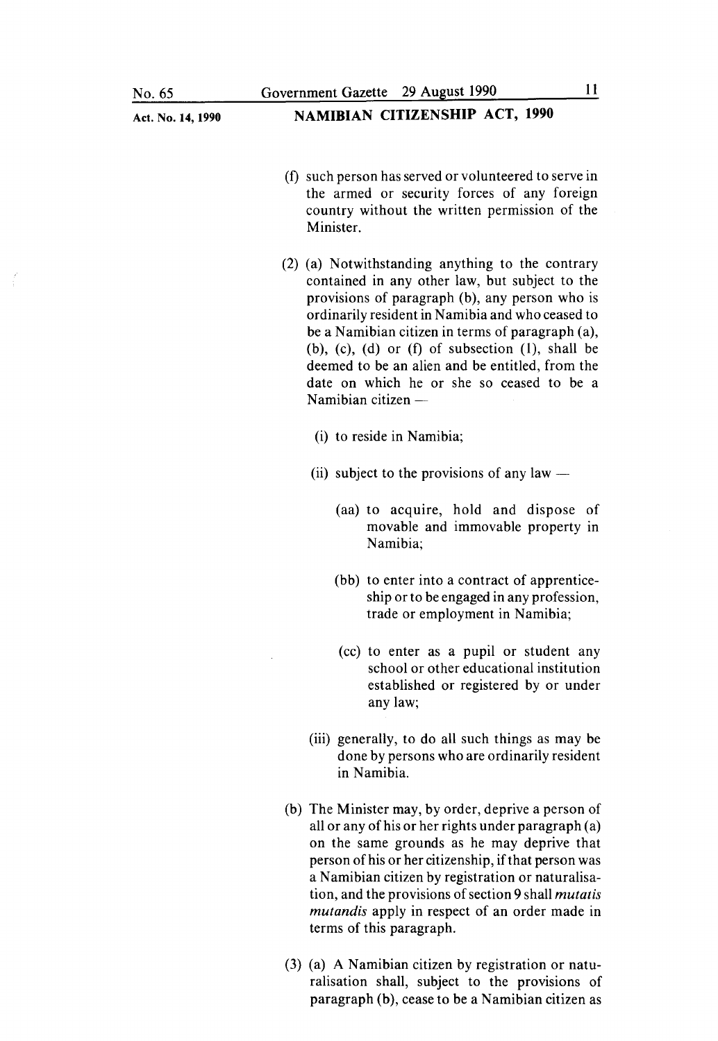(f) such person has served or volunteered to serve in the armed or security forces of any foreign country without the written permission of the Minister.

(2) (a) Notwithstanding anything to the contrary contained in any other law, but subject to the provisions of paragraph (b), any person who is ordinarily resident in Namibia and who ceased to be a Namibian citizen in terms of paragraph (a), (b), (c), (d) or (f) of subsection (1), shall be deemed to be an alien and be entitled, from the date on which he or she so ceased to be a Namibian citizen —

(i) to reside in Namibia;

(ii) subject to the provisions of any law —

(aa) to acquire, hold and dispose of movable and immovable property in Namibia;

(bb) to enter into a contract of apprenticeship or to be engaged in any profession, trade or employment in Namibia;

(cc) to enter as a pupil or student any school or other educational institution established or registered by or under any law;

(iii) generally, to do all such things as may be done by persons who are ordinarily resident in Namibia.

(b) The Minister may, by order, deprive a person of all or any of his or her rights under paragraph (a) on the same grounds as he may deprive that person of his or her citizenship, if that person was a Namibian citizen by registration or naturalisation, and the provisions of section 9 shall *mutatis mutandis* apply in respect of an order made in terms of this paragraph.

(3) (a) A Namibian citizen by registration or naturalisation shall, subject to the provisions of paragraph (b), cease to be a Namibian citizen as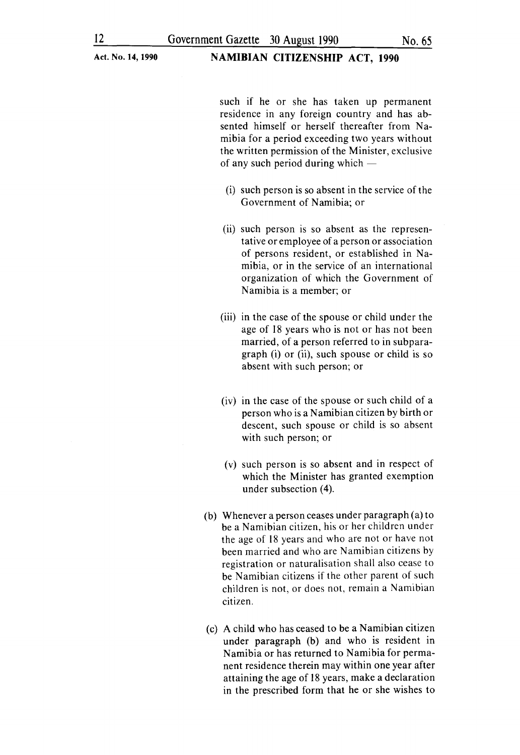such if he or she has taken up permanent residence in any foreign country and has absented himself or herself thereafter from Namibia for a period exceeding two years without the written permission of the Minister, exclusive of any such period during which —

(i) such person is so absent in the service of the Government of Namibia; or

(ii) such person is so absent as the representative or employee of a person or association of persons resident, or established in Namibia, or in the service of an international organization of which the Government of Namibia is a member; or

(iii) in the case of the spouse or child under the age of 18 years who is not or has not been married, of a person referred to in subparagraph (i) or (ii), such spouse or child is so absent with such person; or

(iv) in the case of the spouse or such child of a person who is a Namibian citizen by birth or descent, such spouse or child is so absent with such person; or

(v) such person is so absent and in respect of which the Minister has granted exemption under subsection (4).

(b) Whenever a person ceases under paragraph (a) to be a Namibian citizen, his or her children under the age of 18 years and who are not or have not been married and who are Namibian citizens by registration or naturalisation shall also cease to be Namibian citizens if the other parent of such children is not, or does not, remain a Namibian citizen.

(c) A child who has ceased to be a Namibian citizen under paragraph (b) and who is resident in Namibia or has returned to Namibia for permanent residence therein may within one year after attaining the age of 18 years, make a declaration in the prescribed form that he or she wishes to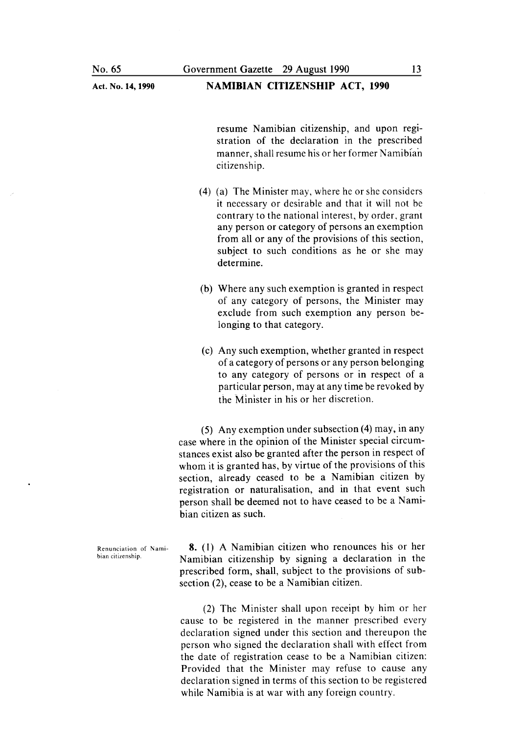resume Namibian citizenship, and upon registration of the declaration in the prescribed manner, shall resume his or her former Namibian citizenship.

(4) (a) The Minister may, where he or she considers it necessary or desirable and that it will not be contrary to the national interest, by order, grant any person or category of persons an exemption from all or any of the provisions of this section, subject to such conditions as he or she may determine.

(b) Where any such exemption is granted in respect of any category of persons, the Minister may exclude from such exemption any person belonging to that category.

(c) Any such exemption, whether granted in respect of a category of persons or any person belonging to any category of persons or in respect of a particular person, may at any time be revoked by the Minister in his or her discretion.

(5) Any exemption under subsection (4) may, in any case where in the opinion of the Minister special circumstances exist also be granted after the person in respect of whom it is granted has, by virtue of the provisions of this section, already ceased to be a Namibian citizen by registration or naturalisation, and in that event such person shall be deemed not to have ceased to be a Namibian citizen as such.

*Renunciation of Namibian citizenship.*

**8.** (1) A Namibian citizen who renounces his or her Namibian citizenship by signing a declaration in the prescribed form, shall, subject to the provisions of subsection (2), cease to be a Namibian citizen.

(2) The Minister shall upon receipt by him or her cause to be registered in the manner prescribed every declaration signed under this section and thereupon the person who signed the declaration shall with effect from the date of registration cease to be a Namibian citizen: Provided that the Minister may refuse to cause any declaration signed in terms of this section to be registered while Namibia is at war with any foreign country.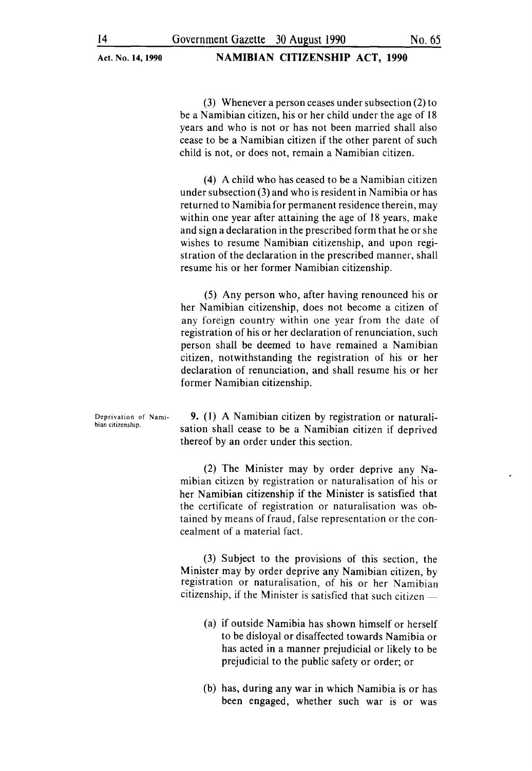(3) Whenever a person ceases under subsection (2) to be a Namibian citizen, his or her child under the age of 18 years and who is not or has not been married shall also cease to be a Namibian citizen if the other parent of such child is not, or does not, remain a Namibian citizen.

(4) A child who has ceased to be a Namibian citizen under subsection (3) and who is resident in Namibia or has returned to Namibia for permanent residence therein, may within one year after attaining the age of 18 years, make and sign a declaration in the prescribed form that he or she wishes to resume Namibian citizenship, and upon registration of the declaration in the prescribed manner, shall resume his or her former Namibian citizenship.

(5) Any person who, after having renounced his or her Namibian citizenship, does not become a citizen of any foreign country within one year from the date of registration of his or her declaration of renunciation, such person shall be deemed to have remained a Namibian citizen, notwithstanding the registration of his or her declaration of renunciation, and shall resume his or her former Namibian citizenship.

Deprivation of Namibian citizenship.

**9.** (1) A Namibian citizen by registration or naturalisation shall cease to be a Namibian citizen if deprived thereof by an order under this section.

(2) The Minister may by order deprive any Namibian citizen by registration or naturalisation of his or her Namibian citizenship if the Minister is satisfied that the certificate of registration or naturalisation was obtained by means of fraud, false representation or the concealment of a material fact.

(3) Subject to the provisions of this section, the Minister may by order deprive any Namibian citizen, by registration or naturalisation, of his or her Namibian citizenship, if the Minister is satisfied that such citizen —

(a) if outside Namibia has shown himself or herself to be disloyal or disaffected towards Namibia or has acted in a manner prejudicial or likely to be prejudicial to the public safety or order; or

(b) has, during any war in which Namibia is or has been engaged, whether such war is or was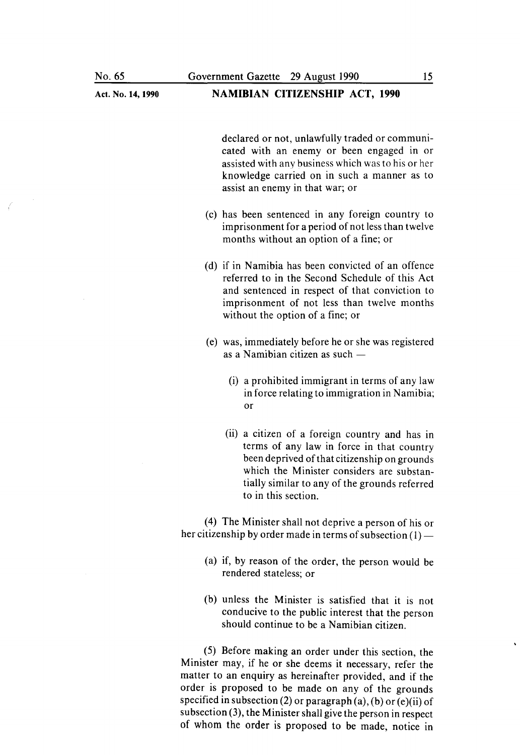declared or not, unlawfully traded or communicated with an enemy or been engaged in or assisted with any business which was to his or her knowledge carried on in such a manner as to assist an enemy in that war; or

(c) has been sentenced in any foreign country to imprisonment for a period of not less than twelve months without an option of a fine; or

(d) if in Namibia has been convicted of an offence referred to in the Second Schedule of this Act and sentenced in respect of that conviction to imprisonment of not less than twelve months without the option of a fine; or

(e) was, immediately before he or she was registered as a Namibian citizen as such —

(i) a prohibited immigrant in terms of any law in force relating to immigration in Namibia; or

(ii) a citizen of a foreign country and has in terms of any law in force in that country been deprived of that citizenship on grounds which the Minister considers are substantially similar to any of the grounds referred to in this section.

(4) The Minister shall not deprive a person of his or her citizenship by order made in terms of subsection (1) —

(a) if, by reason of the order, the person would be rendered stateless; or

(b) unless the Minister is satisfied that it is not conducive to the public interest that the person should continue to be a Namibian citizen.

(5) Before making an order under this section, the Minister may, if he or she deems it necessary, refer the matter to an enquiry as hereinafter provided, and if the order is proposed to be made on any of the grounds specified in subsection (2) or paragraph (a), (b) or (e)(ii) of subsection (3), the Minister shall give the person in respect of whom the order is proposed to be made, notice in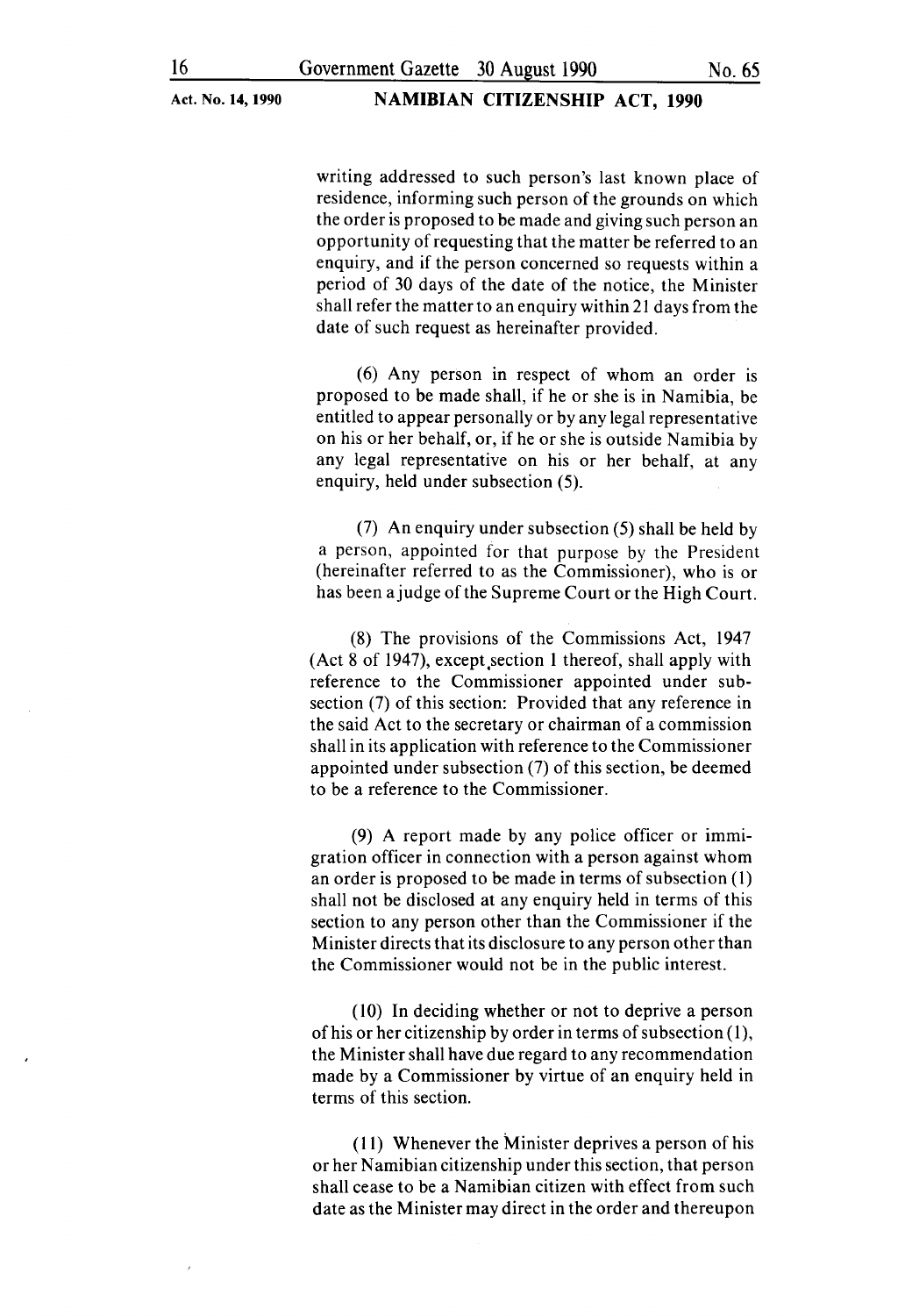writing addressed to such person's last known place of residence, informing such person of the grounds on which the order is proposed to be made and giving such person an opportunity of requesting that the matter be referred to an enquiry, and if the person concerned so requests within a period of 30 days of the date of the notice, the Minister shall refer the matter to an enquiry within 21 days from the date of such request as hereinafter provided.

(6) Any person in respect of whom an order is proposed to be made shall, if he or she is in Namibia, be entitled to appear personally or by any legal representative on his or her behalf, or, if he or she is outside Namibia by any legal representative on his or her behalf, at any enquiry, held under subsection (5).

(7) An enquiry under subsection (5) shall be held by a person, appointed for that purpose by the President (hereinafter referred to as the Commissioner), who is or has been a judge of the Supreme Court or the High Court.

(8) The provisions of the Commissions Act, 1947 (Act 8 of 1947), except section 1 thereof, shall apply with reference to the Commissioner appointed under subsection (7) of this section: Provided that any reference in the said Act to the secretary or chairman of a commission shall in its application with reference to the Commissioner appointed under subsection (7) of this section, be deemed to be a reference to the Commissioner.

(9) A report made by any police officer or immigration officer in connection with a person against whom an order is proposed to be made in terms of subsection (1) shall not be disclosed at any enquiry held in terms of this section to any person other than the Commissioner if the Minister directs that its disclosure to any person other than the Commissioner would not be in the public interest.

(10) In deciding whether or not to deprive a person of his or her citizenship by order in terms of subsection (1), the Minister shall have due regard to any recommendation made by a Commissioner by virtue of an enquiry held in terms of this section.

(11) Whenever the Minister deprives a person of his or her Namibian citizenship under this section, that person shall cease to be a Namibian citizen with effect from such date as the Minister may direct in the order and thereupon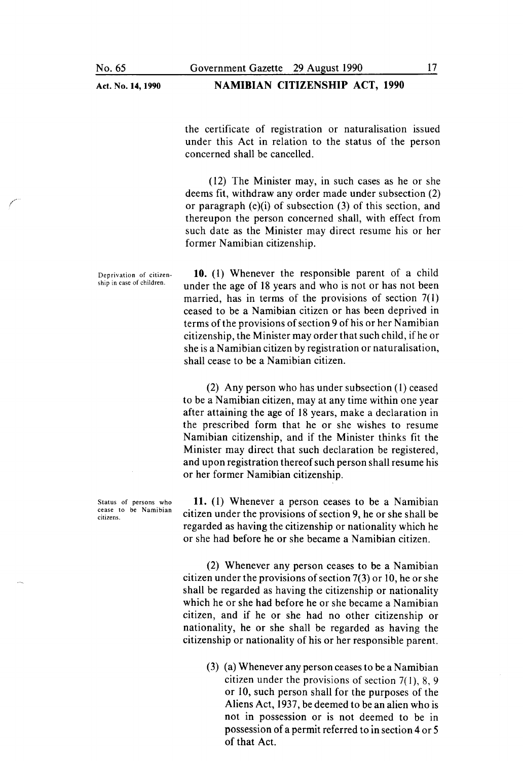the certificate of registration or naturalisation issued under this Act in relation to the status of the person concerned shall be cancelled.

(12) The Minister may, in such cases as he or she deems fit, withdraw any order made under subsection (2) or paragraph (e)(i) of subsection (3) of this section, and thereupon the person concerned shall, with effect from such date as the Minister may direct resume his or her former Namibian citizenship.

**Deprivation of citizenship in case of children.**

**10.** (1) Whenever the responsible parent of a child under the age of 18 years and who is not or has not been married, has in terms of the provisions of section 7(1) ceased to be a Namibian citizen or has been deprived in terms of the provisions of section 9 of his or her Namibian citizenship, the Minister may order that such child, if he or she is a Namibian citizen by registration or naturalisation, shall cease to be a Namibian citizen.

(2) Any person who has under subsection (1) ceased to be a Namibian citizen, may at any time within one year after attaining the age of 18 years, make a declaration in the prescribed form that he or she wishes to resume Namibian citizenship, and if the Minister thinks fit the Minister may direct that such declaration be registered, and upon registration thereof such person shall resume his or her former Namibian citizenship.

**Status of persons who cease to be Namibian citizens.**

**11.** (1) Whenever a person ceases to be a Namibian citizen under the provisions of section 9, he or she shall be regarded as having the citizenship or nationality which he or she had before he or she became a Namibian citizen.

(2) Whenever any person ceases to be a Namibian citizen under the provisions of section 7(3) or 10, he or she shall be regarded as having the citizenship or nationality which he or she had before he or she became a Namibian citizen, and if he or she had no other citizenship or nationality, he or she shall be regarded as having the citizenship or nationality of his or her responsible parent.

(3) (a) Whenever any person ceases to be a Namibian citizen under the provisions of section 7(1), 8, 9 or 10, such person shall for the purposes of the Aliens Act, 1937, be deemed to be an alien who is not in possession or is not deemed to be in possession of a permit referred to in section 4 or 5 of that Act.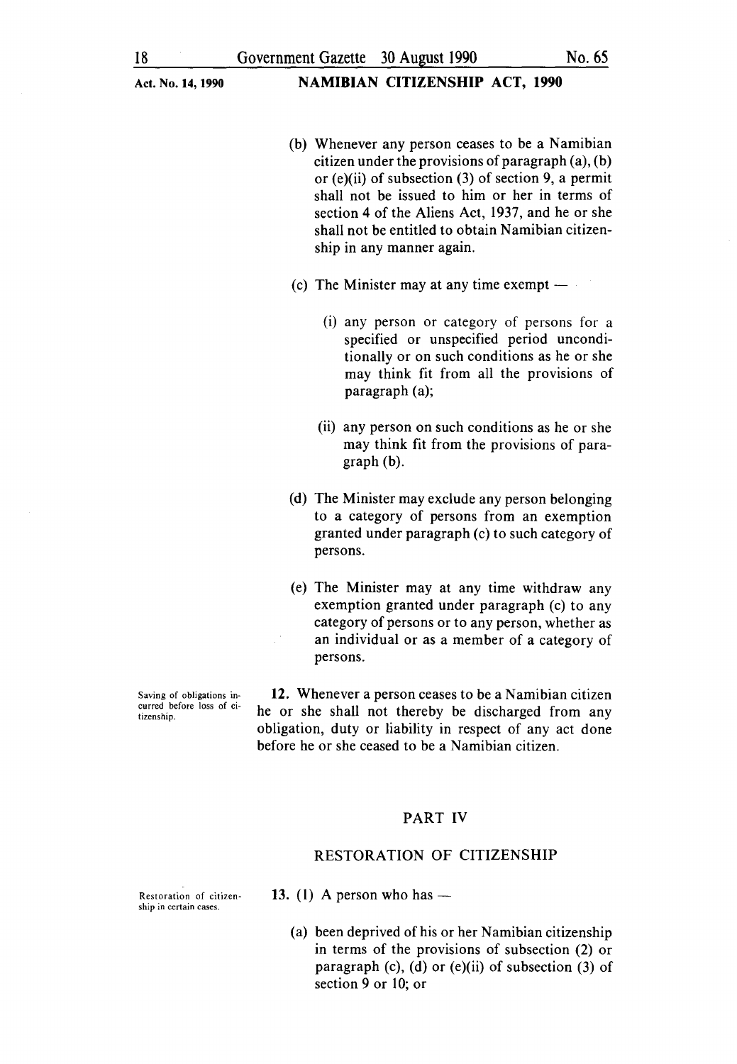(b) Whenever any person ceases to be a Namibian citizen under the provisions of paragraph (a), (b) or (e)(ii) of subsection (3) of section 9, a permit shall not be issued to him or her in terms of section 4 of the Aliens Act, 1937, and he or she shall not be entitled to obtain Namibian citizenship in any manner again.

(c) The Minister may at any time exempt —

(i) any person or category of persons for a specified or unspecified period unconditionally or on such conditions as he or she may think fit from all the provisions of paragraph (a);

(ii) any person on such conditions as he or she may think fit from the provisions of paragraph (b).

(d) The Minister may exclude any person belonging to a category of persons from an exemption granted under paragraph (c) to such category of persons.

(e) The Minister may at any time withdraw any exemption granted under paragraph (c) to any category of persons or to any person, whether as an individual or as a member of a category of persons.

*Saving of obligations incurred before loss of citizenship.*

**12.** Whenever a person ceases to be a Namibian citizen he or she shall not thereby be discharged from any obligation, duty or liability in respect of any act done before he or she ceased to be a Namibian citizen.

## PART IV

## RESTORATION OF CITIZENSHIP

*Restoration of citizenship in certain cases.*

**13.** (1) A person who has —

(a) been deprived of his or her Namibian citizenship in terms of the provisions of subsection (2) or paragraph (c), (d) or (e)(ii) of subsection (3) of section 9 or 10; or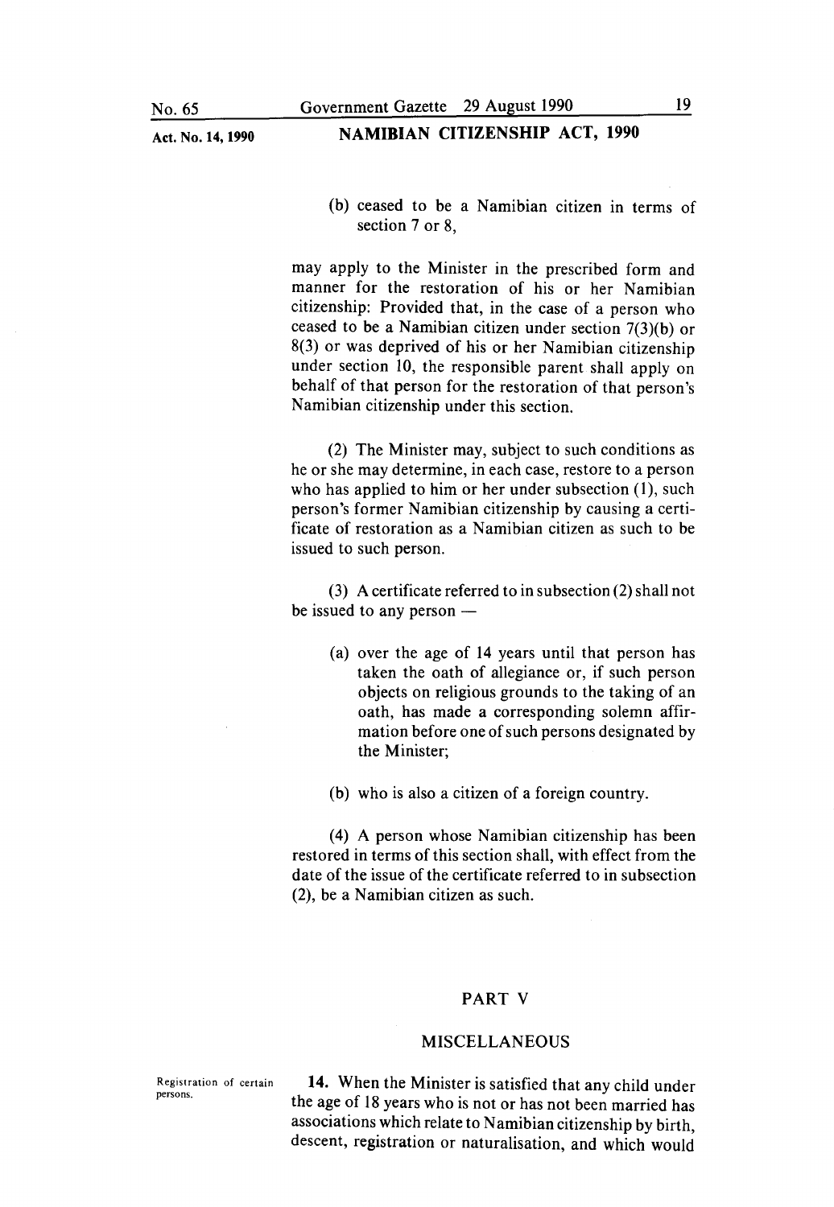(b) ceased to be a Namibian citizen in terms of section 7 or 8,

may apply to the Minister in the prescribed form and manner for the restoration of his or her Namibian citizenship: Provided that, in the case of a person who ceased to be a Namibian citizen under section 7(3)(b) or 8(3) or was deprived of his or her Namibian citizenship under section 10, the responsible parent shall apply on behalf of that person for the restoration of that person's Namibian citizenship under this section.

(2) The Minister may, subject to such conditions as he or she may determine, in each case, restore to a person who has applied to him or her under subsection (1), such person's former Namibian citizenship by causing a certificate of restoration as a Namibian citizen as such to be issued to such person.

(3) A certificate referred to in subsection (2) shall not be issued to any person —

(a) over the age of 14 years until that person has taken the oath of allegiance or, if such person objects on religious grounds to the taking of an oath, has made a corresponding solemn affirmation before one of such persons designated by the Minister;

(b) who is also a citizen of a foreign country.

(4) A person whose Namibian citizenship has been restored in terms of this section shall, with effect from the date of the issue of the certificate referred to in subsection (2), be a Namibian citizen as such.

## PART V

## MISCELLANEOUS

Registration of certain persons.

**14.** When the Minister is satisfied that any child under the age of 18 years who is not or has not been married has associations which relate to Namibian citizenship by birth, descent, registration or naturalisation, and which would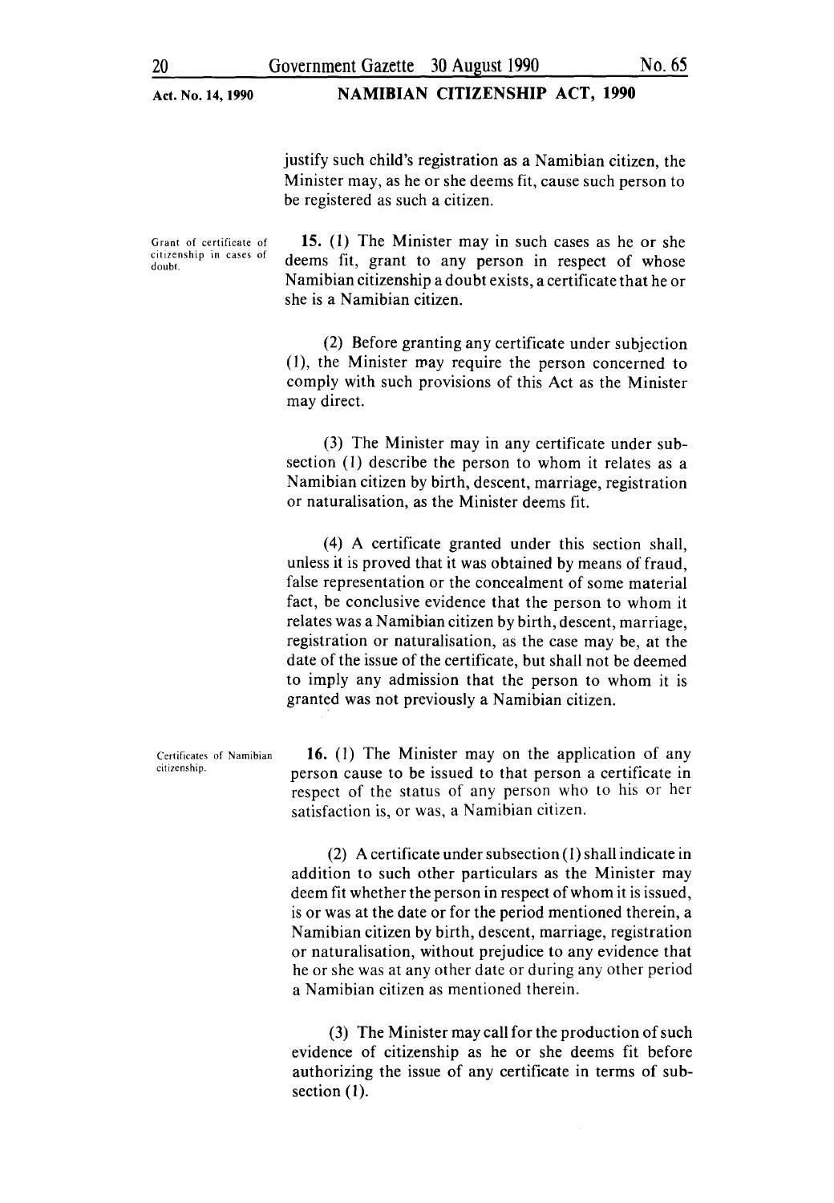justify such child's registration as a Namibian citizen, the Minister may, as he or she deems fit, cause such person to be registered as such a citizen.

*Grant of certificate of citizenship in cases of doubt.*

**15.** (1) The Minister may in such cases as he or she deems fit, grant to any person in respect of whose Namibian citizenship a doubt exists, a certificate that he or she is a Namibian citizen.

(2) Before granting any certificate under subjection (1), the Minister may require the person concerned to comply with such provisions of this Act as the Minister may direct.

(3) The Minister may in any certificate under subsection (1) describe the person to whom it relates as a Namibian citizen by birth, descent, marriage, registration or naturalisation, as the Minister deems fit.

(4) A certificate granted under this section shall, unless it is proved that it was obtained by means of fraud, false representation or the concealment of some material fact, be conclusive evidence that the person to whom it relates was a Namibian citizen by birth, descent, marriage, registration or naturalisation, as the case may be, at the date of the issue of the certificate, but shall not be deemed to imply any admission that the person to whom it is granted was not previously a Namibian citizen.

*Certificates of Namibian citizenship.*

**16.** (1) The Minister may on the application of any person cause to be issued to that person a certificate in respect of the status of any person who to his or her satisfaction is, or was, a Namibian citizen.

(2) A certificate under subsection (1) shall indicate in addition to such other particulars as the Minister may deem fit whether the person in respect of whom it is issued, is or was at the date or for the period mentioned therein, a Namibian citizen by birth, descent, marriage, registration or naturalisation, without prejudice to any evidence that he or she was at any other date or during any other period a Namibian citizen as mentioned therein.

(3) The Minister may call for the production of such evidence of citizenship as he or she deems fit before authorizing the issue of any certificate in terms of subsection (1).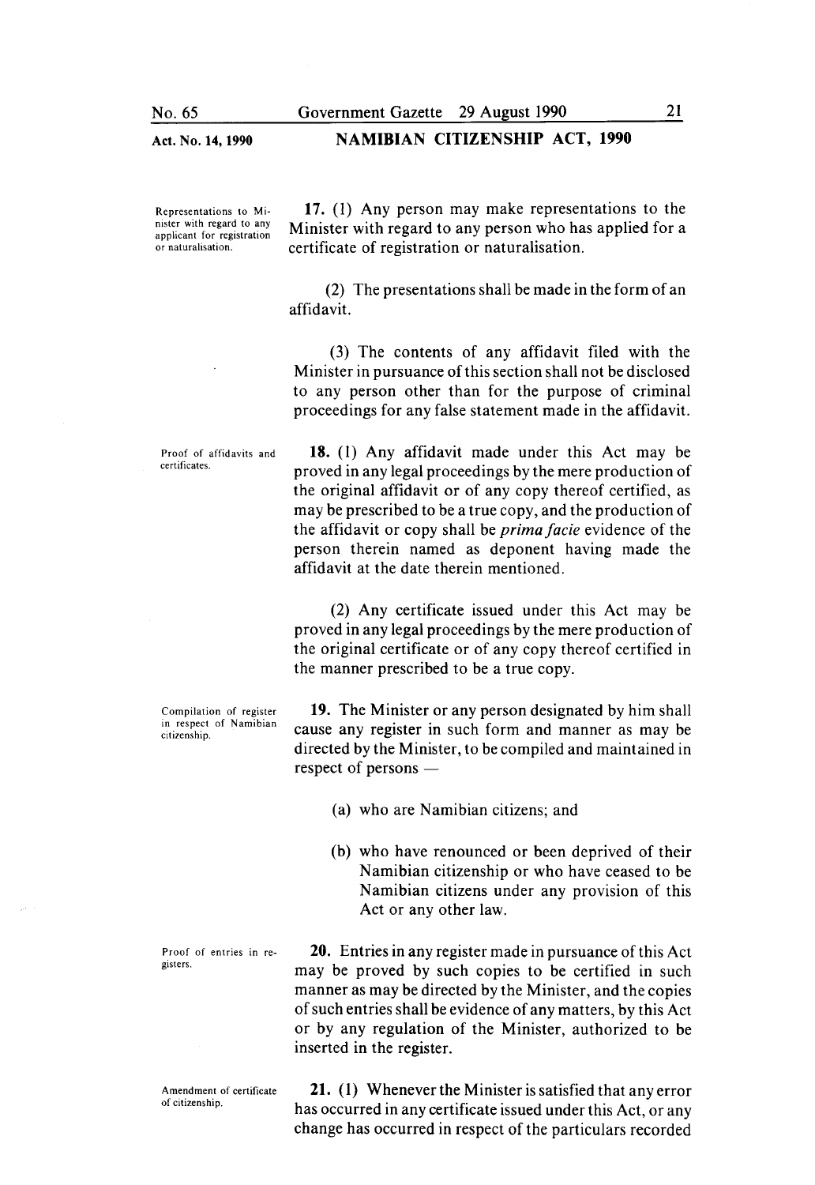*Representations to Minister with regard to any applicant for registration or naturalisation.*

**17.** (1) Any person may make representations to the Minister with regard to any person who has applied for a certificate of registration or naturalisation.

(2) The presentations shall be made in the form of an affidavit.

(3) The contents of any affidavit filed with the Minister in pursuance of this section shall not be disclosed to any person other than for the purpose of criminal proceedings for any false statement made in the affidavit.

*Proof of affidavits and certificates.*

**18.** (1) Any affidavit made under this Act may be proved in any legal proceedings by the mere production of the original affidavit or of any copy thereof certified, as may be prescribed to be a true copy, and the production of the affidavit or copy shall be *prima facie* evidence of the person therein named as deponent having made the affidavit at the date therein mentioned.

(2) Any certificate issued under this Act may be proved in any legal proceedings by the mere production of the original certificate or of any copy thereof certified in the manner prescribed to be a true copy.

*Compilation of register in respect of Namibian citizenship.*

**19.** The Minister or any person designated by him shall cause any register in such form and manner as may be directed by the Minister, to be compiled and maintained in respect of persons —

(a) who are Namibian citizens; and

(b) who have renounced or been deprived of their Namibian citizenship or who have ceased to be Namibian citizens under any provision of this Act or any other law.

*Proof of entries in registers.*

**20.** Entries in any register made in pursuance of this Act may be proved by such copies to be certified in such manner as may be directed by the Minister, and the copies of such entries shall be evidence of any matters, by this Act or by any regulation of the Minister, authorized to be inserted in the register.

*Amendment of certificate of citizenship.*

**21.** (1) Whenever the Minister is satisfied that any error has occurred in any certificate issued under this Act, or any change has occurred in respect of the particulars recorded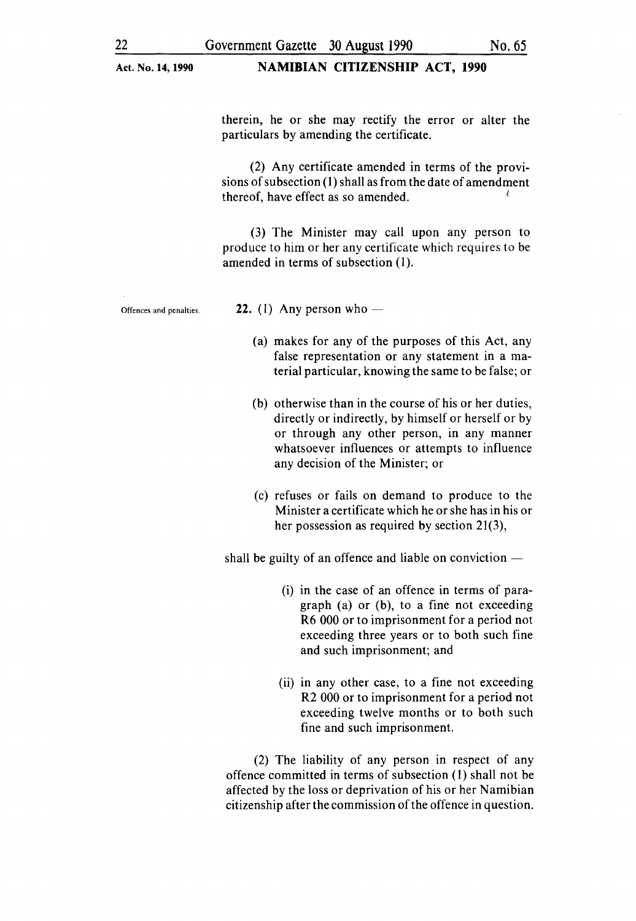therein, he or she may rectify the error or alter the particulars by amending the certificate.

(2) Any certificate amended in terms of the provisions of subsection (1) shall as from the date of amendment thereof, have effect as so amended.

(3) The Minister may call upon any person to produce to him or her any certificate which requires to be amended in terms of subsection (1).

Offences and penalties.

**22.** (1) Any person who —

(a) makes for any of the purposes of this Act, any false representation or any statement in a material particular, knowing the same to be false; or

(b) otherwise than in the course of his or her duties, directly or indirectly, by himself or herself or by or through any other person, in any manner whatsoever influences or attempts to influence any decision of the Minister; or

(c) refuses or fails on demand to produce to the Minister a certificate which he or she has in his or her possession as required by section 21(3),

shall be guilty of an offence and liable on conviction —

(i) in the case of an offence in terms of paragraph (a) or (b), to a fine not exceeding R6 000 or to imprisonment for a period not exceeding three years or to both such fine and such imprisonment; and

(ii) in any other case, to a fine not exceeding R2 000 or to imprisonment for a period not exceeding twelve months or to both such fine and such imprisonment.

(2) The liability of any person in respect of any offence committed in terms of subsection (1) shall not be affected by the loss or deprivation of his or her Namibian citizenship after the commission of the offence in question.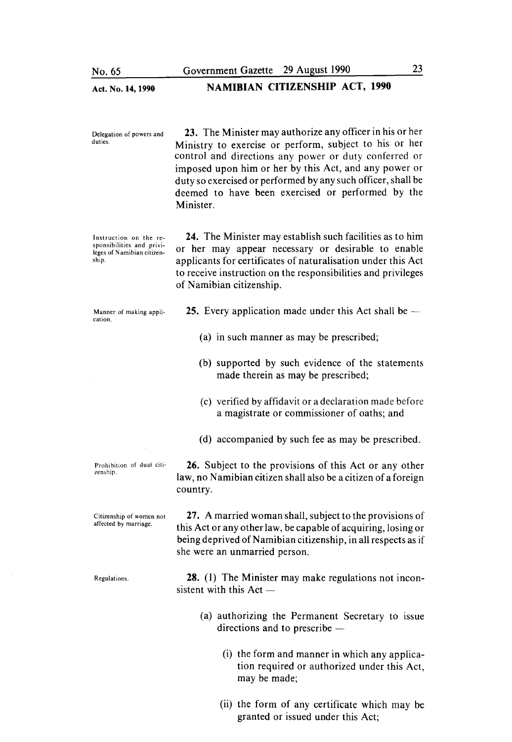**Delegation of powers and duties.**

**23.** The Minister may authorize any officer in his or her Ministry to exercise or perform, subject to his or her control and directions any power or duty conferred or imposed upon him or her by this Act, and any power or duty so exercised or performed by any such officer, shall be deemed to have been exercised or performed by the Minister.

**Instruction on the responsibilities and privileges of Namibian citizenship.**

**24.** The Minister may establish such facilities as to him or her may appear necessary or desirable to enable applicants for certificates of naturalisation under this Act to receive instruction on the responsibilities and privileges of Namibian citizenship.

**Manner of making application.**

**25.** Every application made under this Act shall be —

(a) in such manner as may be prescribed;

(b) supported by such evidence of the statements made therein as may be prescribed;

(c) verified by affidavit or a declaration made before a magistrate or commissioner of oaths; and

(d) accompanied by such fee as may be prescribed.

**Prohibition of dual citizenship.**

**26.** Subject to the provisions of this Act or any other law, no Namibian citizen shall also be a citizen of a foreign country.

**Citizenship of women not affected by marriage.**

**27.** A married woman shall, subject to the provisions of this Act or any other law, be capable of acquiring, losing or being deprived of Namibian citizenship, in all respects as if she were an unmarried person.

**Regulations.**

**28.** (1) The Minister may make regulations not inconsistent with this Act —

(a) authorizing the Permanent Secretary to issue directions and to prescribe —

(i) the form and manner in which any application required or authorized under this Act, may be made;

(ii) the form of any certificate which may be granted or issued under this Act;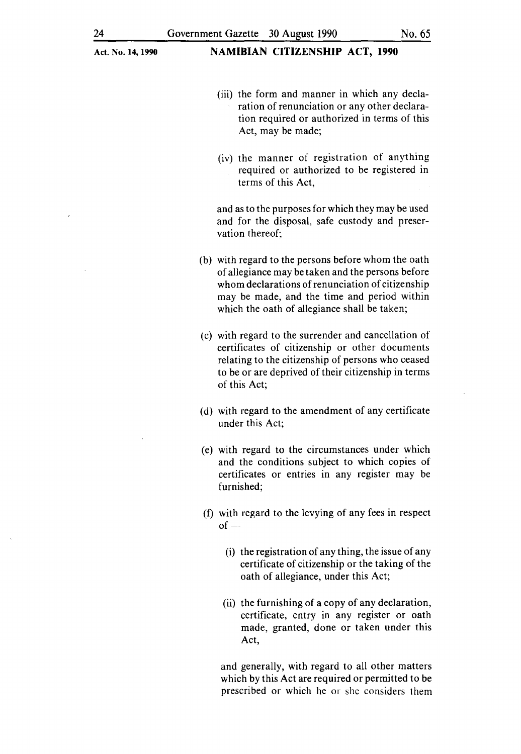(iii) the form and manner in which any declaration of renunciation or any other declaration required or authorized in terms of this Act, may be made;

(iv) the manner of registration of anything required or authorized to be registered in terms of this Act,

and as to the purposes for which they may be used and for the disposal, safe custody and preservation thereof;

(b) with regard to the persons before whom the oath of allegiance may be taken and the persons before whom declarations of renunciation of citizenship may be made, and the time and period within which the oath of allegiance shall be taken;

(c) with regard to the surrender and cancellation of certificates of citizenship or other documents relating to the citizenship of persons who ceased to be or are deprived of their citizenship in terms of this Act;

(d) with regard to the amendment of any certificate under this Act;

(e) with regard to the circumstances under which and the conditions subject to which copies of certificates or entries in any register may be furnished;

(f) with regard to the levying of any fees in respect of —

(i) the registration of any thing, the issue of any certificate of citizenship or the taking of the oath of allegiance, under this Act;

(ii) the furnishing of a copy of any declaration, certificate, entry in any register or oath made, granted, done or taken under this Act,

and generally, with regard to all other matters which by this Act are required or permitted to be prescribed or which he or she considers them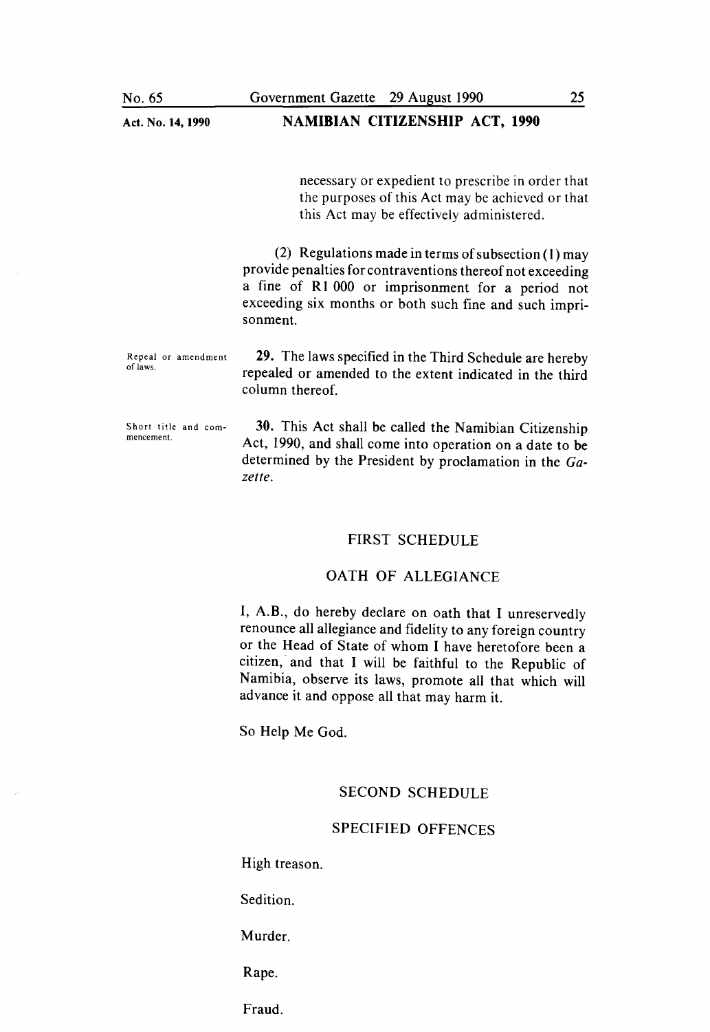necessary or expedient to prescribe in order that the purposes of this Act may be achieved or that this Act may be effectively administered.

(2) Regulations made in terms of subsection (1) may provide penalties for contraventions thereof not exceeding a fine of R1 000 or imprisonment for a period not exceeding six months or both such fine and such imprisonment.

Repeal or amendment of laws.

**29.** The laws specified in the Third Schedule are hereby repealed or amended to the extent indicated in the third column thereof.

Short title and commencement.

**30.** This Act shall be called the Namibian Citizenship Act, 1990, and shall come into operation on a date to be determined by the President by proclamation in the *Gazette*.

## FIRST SCHEDULE

## OATH OF ALLEGIANCE

I, A.B., do hereby declare on oath that I unreservedly renounce all allegiance and fidelity to any foreign country or the Head of State of whom I have heretofore been a citizen, and that I will be faithful to the Republic of Namibia, observe its laws, promote all that which will advance it and oppose all that may harm it.

So Help Me God.

## SECOND SCHEDULE

## SPECIFIED OFFENCES

High treason.

Sedition.

Murder.

Rape.

Fraud.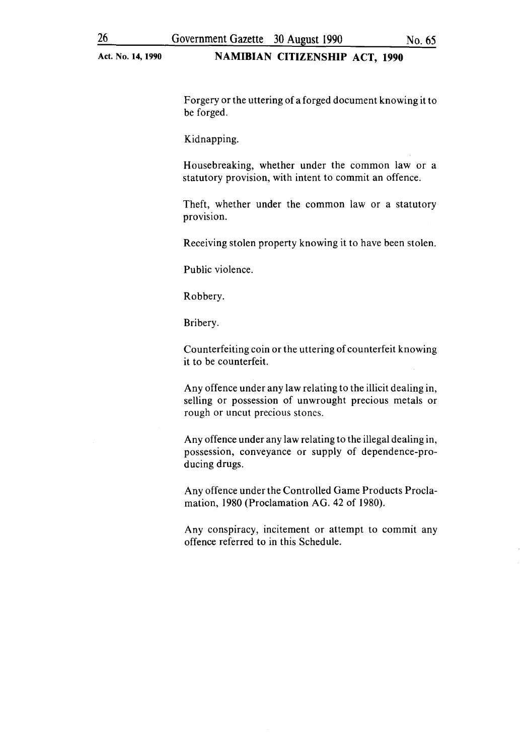Forgery or the uttering of a forged document knowing it to be forged.

Kidnapping.

Housebreaking, whether under the common law or a statutory provision, with intent to commit an offence.

Theft, whether under the common law or a statutory provision.

Receiving stolen property knowing it to have been stolen.

Public violence.

Robbery.

Bribery.

Counterfeiting coin or the uttering of counterfeit knowing it to be counterfeit.

Any offence under any law relating to the illicit dealing in, selling or possession of unwrought precious metals or rough or uncut precious stones.

Any offence under any law relating to the illegal dealing in, possession, conveyance or supply of dependence-producing drugs.

Any offence under the Controlled Game Products Proclamation, 1980 (Proclamation AG. 42 of 1980).

Any conspiracy, incitement or attempt to commit any offence referred to in this Schedule.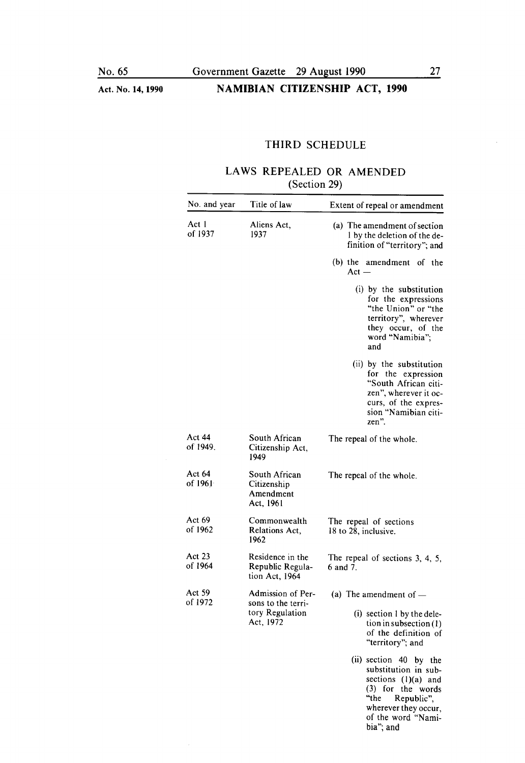# THIRD SCHEDULE

## LAWS REPEALED OR AMENDED
(Section 29)

| No. and year | Title of law | Extent of repeal or amendment |
|---|---|---|
| Act 1 of 1937 | Aliens Act, 1937 | (a) The amendment of section 1 by the deletion of the definition of "territory"; and (b) the amendment of the Act — (i) by the substitution for the expressions "the Union" or "the territory", wherever they occur, of the word "Namibia"; and (ii) by the substitution for the expression "South African citizen", wherever it occurs, of the expression "Namibian citizen". |
| Act 44 of 1949. | South African Citizenship Act, 1949 | The repeal of the whole. |
| Act 64 of 1961 | South African Citizenship Amendment Act, 1961 | The repeal of the whole. |
| Act 69 of 1962 | Commonwealth Relations Act, 1962 | The repeal of sections 18 to 28, inclusive. |
| Act 23 of 1964 | Residence in the Republic Regulation Act, 1964 | The repeal of sections 3, 4, 5, 6 and 7. |
| Act 59 of 1972 | Admission of Persons to the territory Regulation Act, 1972 | (a) The amendment of — (i) section 1 by the deletion in subsection (1) of the definition of "territory"; and (ii) section 40 by the substitution in subsections (1)(a) and (3) for the words "the Republic", wherever they occur, of the word "Namibia"; and |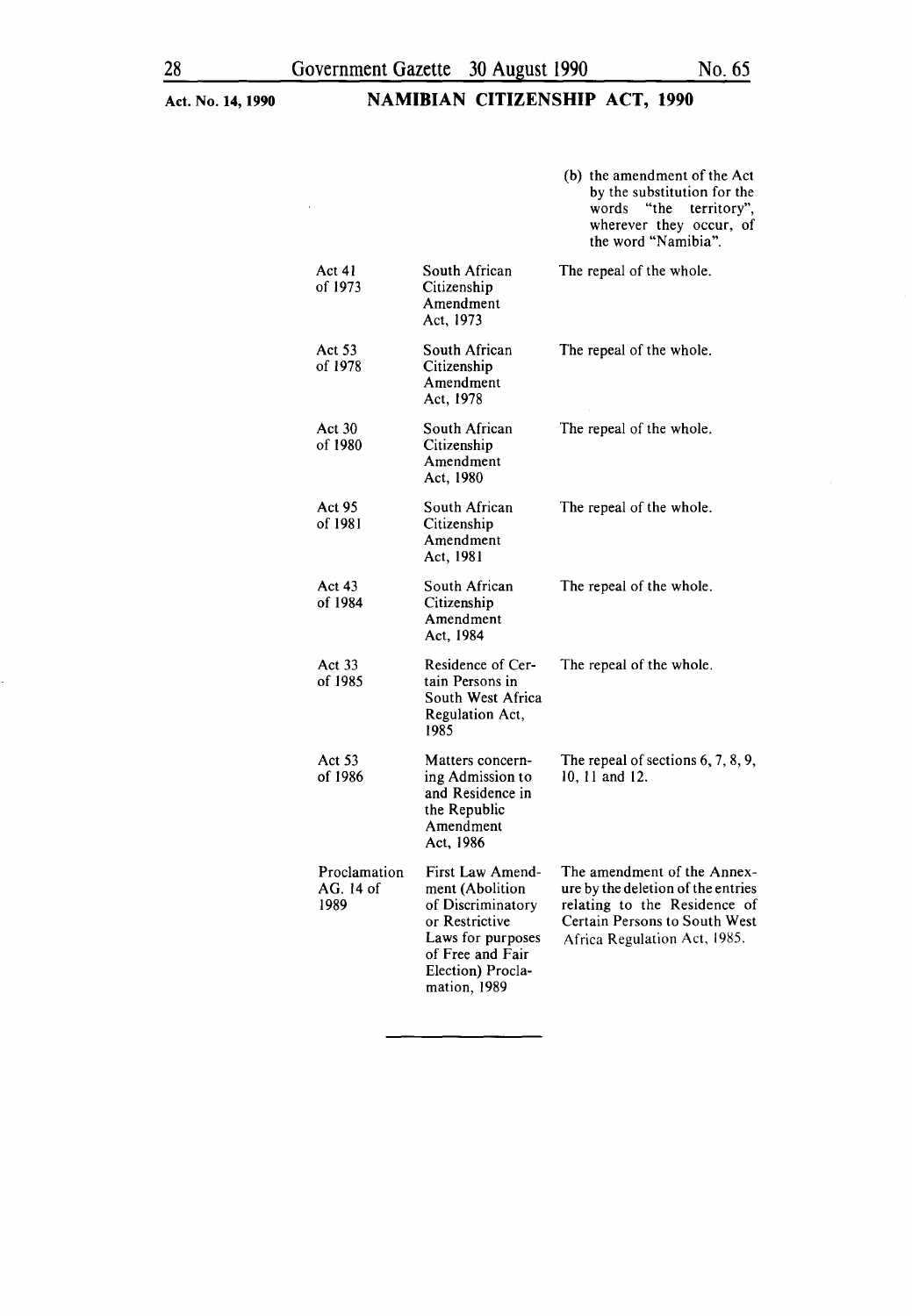| | | |
|---|---|---|
| | | (b) the amendment of the Act by the substitution for the words "the territory", wherever they occur, of the word "Namibia". |
| Act 41 of 1973 | South African Citizenship Amendment Act, 1973 | The repeal of the whole. |
| Act 53 of 1978 | South African Citizenship Amendment Act, 1978 | The repeal of the whole. |
| Act 30 of 1980 | South African Citizenship Amendment Act, 1980 | The repeal of the whole. |
| Act 95 of 1981 | South African Citizenship Amendment Act, 1981 | The repeal of the whole. |
| Act 43 of 1984 | South African Citizenship Amendment Act, 1984 | The repeal of the whole. |
| Act 33 of 1985 | Residence of Certain Persons in South West Africa Regulation Act, 1985 | The repeal of the whole. |
| Act 53 of 1986 | Matters concerning Admission to and Residence in the Republic Amendment Act, 1986 | The repeal of sections 6, 7, 8, 9, 10, 11 and 12. |
| Proclamation AG. 14 of 1989 | First Law Amendment (Abolition of Discriminatory or Restrictive Laws for purposes of Free and Fair Election) Proclamation, 1989 | The amendment of the Annexure by the deletion of the entries relating to the Residence of Certain Persons to South West Africa Regulation Act, 1985. |